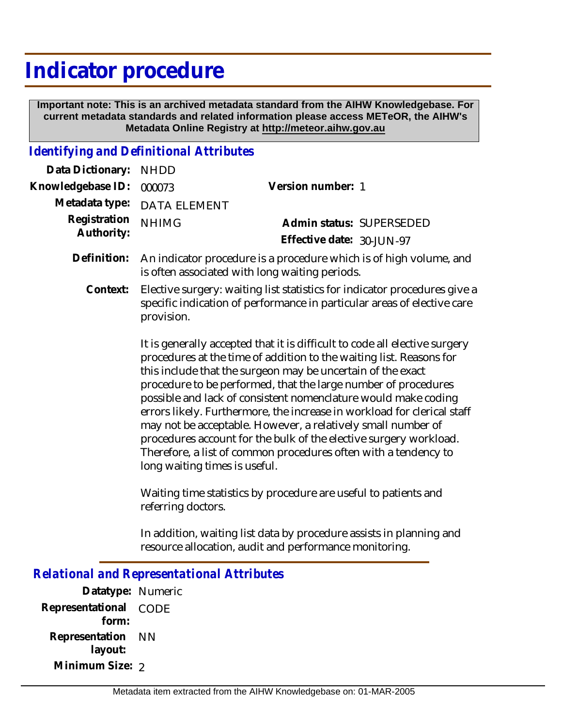# Indicator procedure

**Important note: This is an archived metadata standard from the AIHW Knowledgebase. For current metadata standards and related information please access METeOR, the AIHW's Metadata Online Registry at http://meteor.aihw.gov.au**

## *Identifying and Definitional Attributes*

**Data Dictionary:** NHDD

**Knowledgebase ID:** 000073

**Version number:** 1

**Metadata type:** DATA ELEMENT

**Registration Authority:** NHIMG

**Admin status:** SUPERSEDED

**Effective date:** 30-JUN-97

**Definition:** An indicator procedure is a procedure which is of high volume, and is often associated with long waiting periods.

**Context:** Elective surgery: waiting list statistics for indicator procedures give a specific indication of performance in particular areas of elective care provision.

It is generally accepted that it is difficult to code all elective surgery procedures at the time of addition to the waiting list. Reasons for this include that the surgeon may be uncertain of the exact procedure to be performed, that the large number of procedures possible and lack of consistent nomenclature would make coding errors likely. Furthermore, the increase in workload for clerical staff may not be acceptable. However, a relatively small number of procedures account for the bulk of the elective surgery workload. Therefore, a list of common procedures often with a tendency to long waiting times is useful.

Waiting time statistics by procedure are useful to patients and referring doctors.

In addition, waiting list data by procedure assists in planning and resource allocation, audit and performance monitoring.

## *Relational and Representational Attributes*

**Datatype:** Numeric

**Representational form:** CODE

**Representation layout:** NN

**Minimum Size:** 2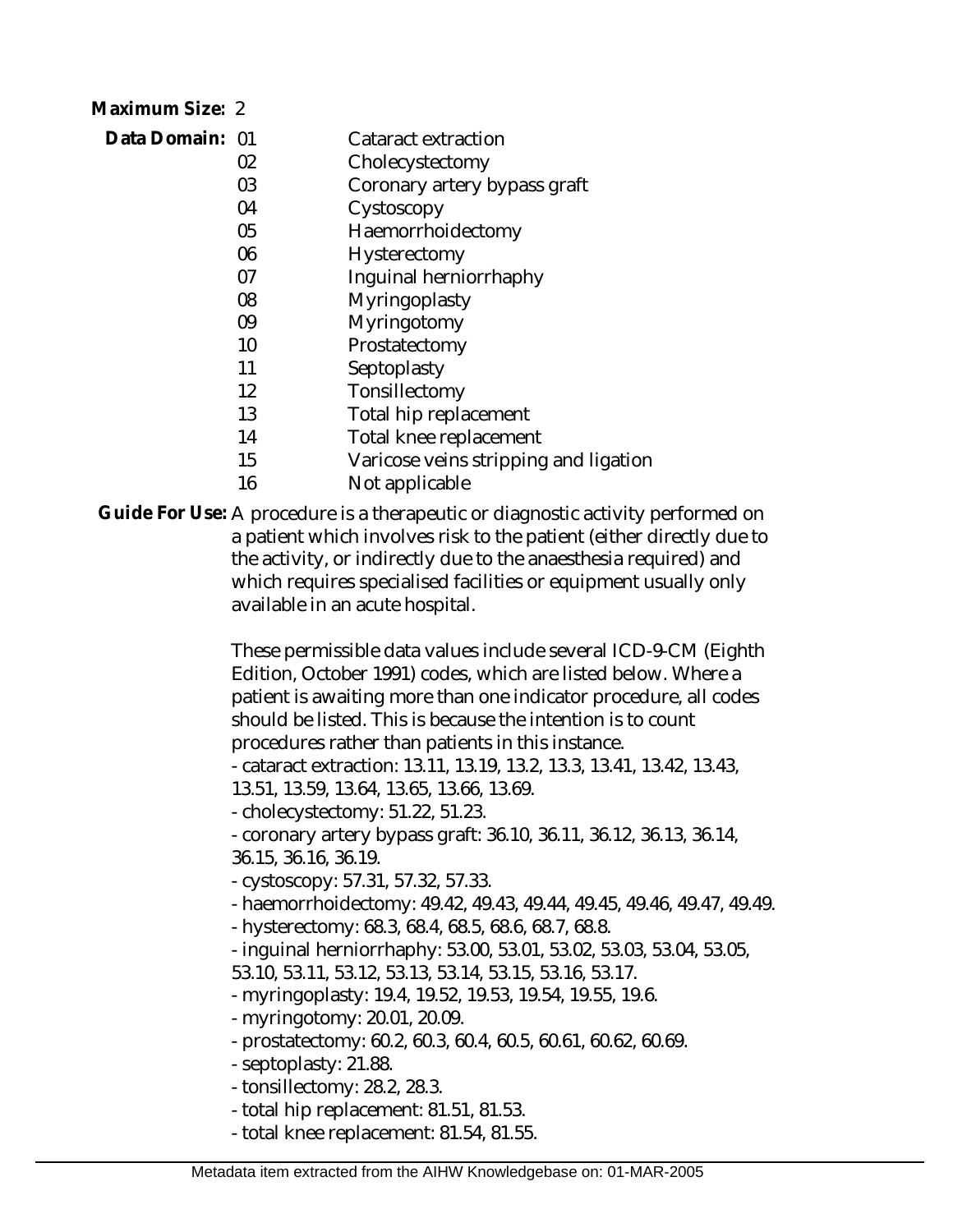**Maximum Size:** 2

**Data Domain:**

| Code | Description |
|---|---|
| 01 | Cataract extraction |
| 02 | Cholecystectomy |
| 03 | Coronary artery bypass graft |
| 04 | Cystoscopy |
| 05 | Haemorrhoidectomy |
| 06 | Hysterectomy |
| 07 | Inguinal herniorrhaphy |
| 08 | Myringoplasty |
| 09 | Myringotomy |
| 10 | Prostatectomy |
| 11 | Septoplasty |
| 12 | Tonsillectomy |
| 13 | Total hip replacement |
| 14 | Total knee replacement |
| 15 | Varicose veins stripping and ligation |
| 16 | Not applicable |

**Guide For Use:** A procedure is a therapeutic or diagnostic activity performed on a patient which involves risk to the patient (either directly due to the activity, or indirectly due to the anaesthesia required) and which requires specialised facilities or equipment usually only available in an acute hospital.

These permissible data values include several ICD-9-CM (Eighth Edition, October 1991) codes, which are listed below. Where a patient is awaiting more than one indicator procedure, all codes should be listed. This is because the intention is to count procedures rather than patients in this instance.

- cataract extraction: 13.11, 13.19, 13.2, 13.3, 13.41, 13.42, 13.43, 13.51, 13.59, 13.64, 13.65, 13.66, 13.69.
- cholecystectomy: 51.22, 51.23.
- coronary artery bypass graft: 36.10, 36.11, 36.12, 36.13, 36.14, 36.15, 36.16, 36.19.
- cystoscopy: 57.31, 57.32, 57.33.
- haemorrhoidectomy: 49.42, 49.43, 49.44, 49.45, 49.46, 49.47, 49.49.
- hysterectomy: 68.3, 68.4, 68.5, 68.6, 68.7, 68.8.
- inguinal herniorrhaphy: 53.00, 53.01, 53.02, 53.03, 53.04, 53.05, 53.10, 53.11, 53.12, 53.13, 53.14, 53.15, 53.16, 53.17.
- myringoplasty: 19.4, 19.52, 19.53, 19.54, 19.55, 19.6.
- myringotomy: 20.01, 20.09.
- prostatectomy: 60.2, 60.3, 60.4, 60.5, 60.61, 60.62, 60.69.
- septoplasty: 21.88.
- tonsillectomy: 28.2, 28.3.
- total hip replacement: 81.51, 81.53.
- total knee replacement: 81.54, 81.55.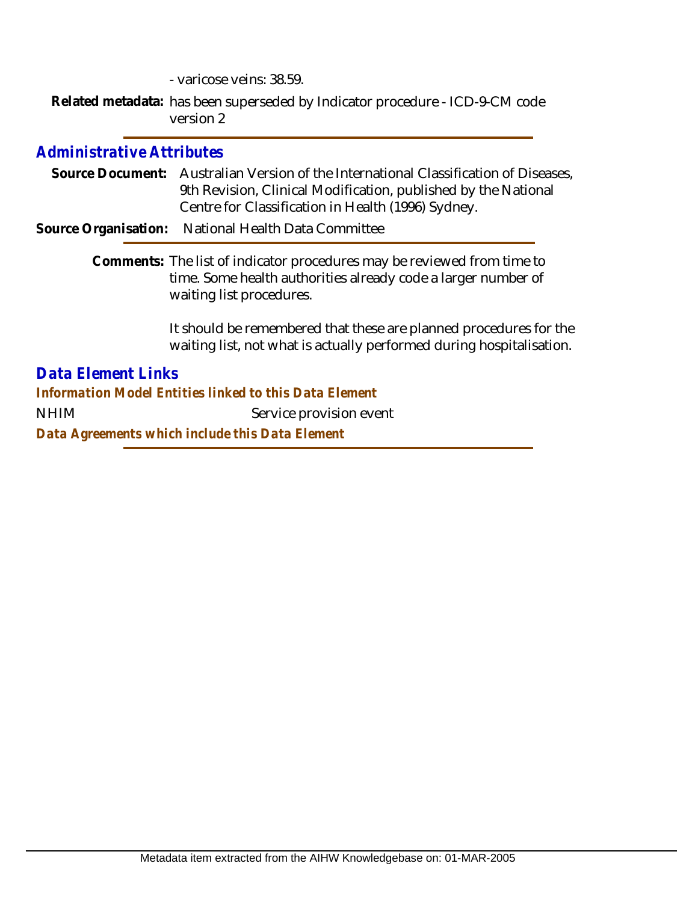- varicose veins: 38.59.

**Related metadata:** has been superseded by Indicator procedure - ICD-9-CM code version 2

## Administrative Attributes

**Source Document:** Australian Version of the International Classification of Diseases, 9th Revision, Clinical Modification, published by the National Centre for Classification in Health (1996) Sydney.

**Source Organisation:** National Health Data Committee

**Comments:** The list of indicator procedures may be reviewed from time to time. Some health authorities already code a larger number of waiting list procedures.

It should be remembered that these are planned procedures for the waiting list, not what is actually performed during hospitalisation.

## Data Element Links

***Information Model Entities linked to this Data Element***

| | |
|---|---|
| NHIM | Service provision event |

***Data Agreements which include this Data Element***

Metadata item extracted from the AIHW Knowledgebase on: 01-MAR-2005